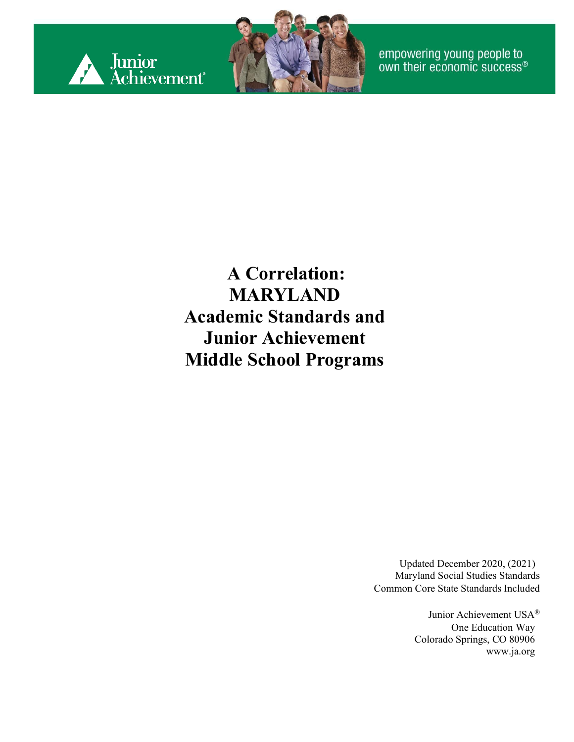Junior Achievement®

empowering young people to own their economic success®

# A Correlation: MARYLAND Academic Standards and Junior Achievement Middle School Programs

Updated December 2020, (2021)
Maryland Social Studies Standards
Common Core State Standards Included

Junior Achievement USA®
One Education Way
Colorado Springs, CO 80906
www.ja.org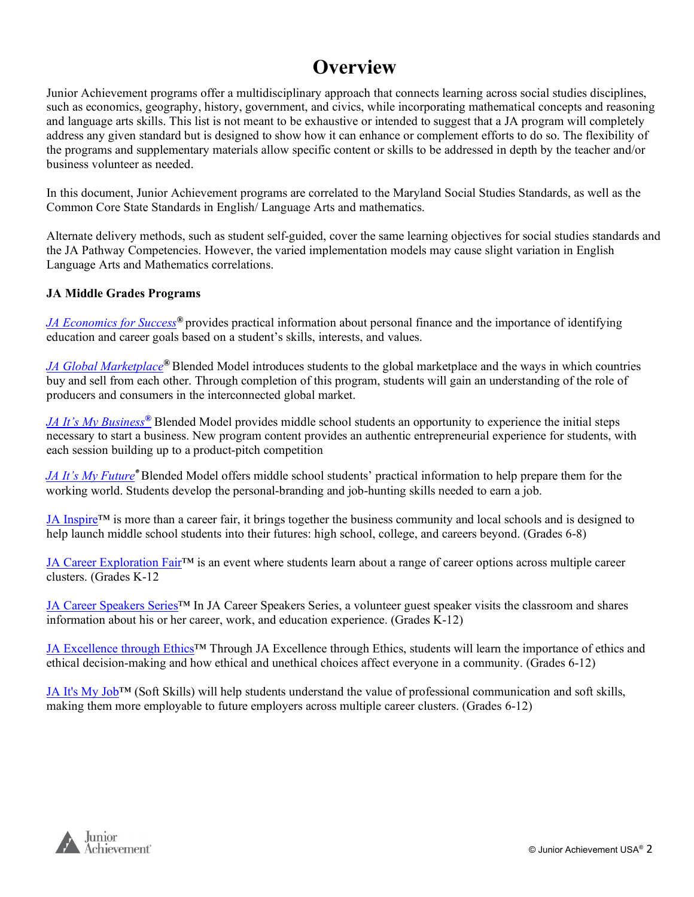# Overview

Junior Achievement programs offer a multidisciplinary approach that connects learning across social studies disciplines, such as economics, geography, history, government, and civics, while incorporating mathematical concepts and reasoning and language arts skills. This list is not meant to be exhaustive or intended to suggest that a JA program will completely address any given standard but is designed to show how it can enhance or complement efforts to do so. The flexibility of the programs and supplementary materials allow specific content or skills to be addressed in depth by the teacher and/or business volunteer as needed.

In this document, Junior Achievement programs are correlated to the Maryland Social Studies Standards, as well as the Common Core State Standards in English/ Language Arts and mathematics.

Alternate delivery methods, such as student self-guided, cover the same learning objectives for social studies standards and the JA Pathway Competencies. However, the varied implementation models may cause slight variation in English Language Arts and Mathematics correlations.

**JA Middle Grades Programs**

*JA Economics for Success*® provides practical information about personal finance and the importance of identifying education and career goals based on a student's skills, interests, and values.

*JA Global Marketplace*® Blended Model introduces students to the global marketplace and the ways in which countries buy and sell from each other. Through completion of this program, students will gain an understanding of the role of producers and consumers in the interconnected global market.

*JA It's My Business*® Blended Model provides middle school students an opportunity to experience the initial steps necessary to start a business. New program content provides an authentic entrepreneurial experience for students, with each session building up to a product-pitch competition

*JA It's My Future*® Blended Model offers middle school students' practical information to help prepare them for the working world. Students develop the personal-branding and job-hunting skills needed to earn a job.

JA Inspire™ is more than a career fair, it brings together the business community and local schools and is designed to help launch middle school students into their futures: high school, college, and careers beyond. (Grades 6-8)

JA Career Exploration Fair™ is an event where students learn about a range of career options across multiple career clusters. (Grades K-12

JA Career Speakers Series™ In JA Career Speakers Series, a volunteer guest speaker visits the classroom and shares information about his or her career, work, and education experience. (Grades K-12)

JA Excellence through Ethics™ Through JA Excellence through Ethics, students will learn the importance of ethics and ethical decision-making and how ethical and unethical choices affect everyone in a community. (Grades 6-12)

JA It's My Job™ (Soft Skills) will help students understand the value of professional communication and soft skills, making them more employable to future employers across multiple career clusters. (Grades 6-12)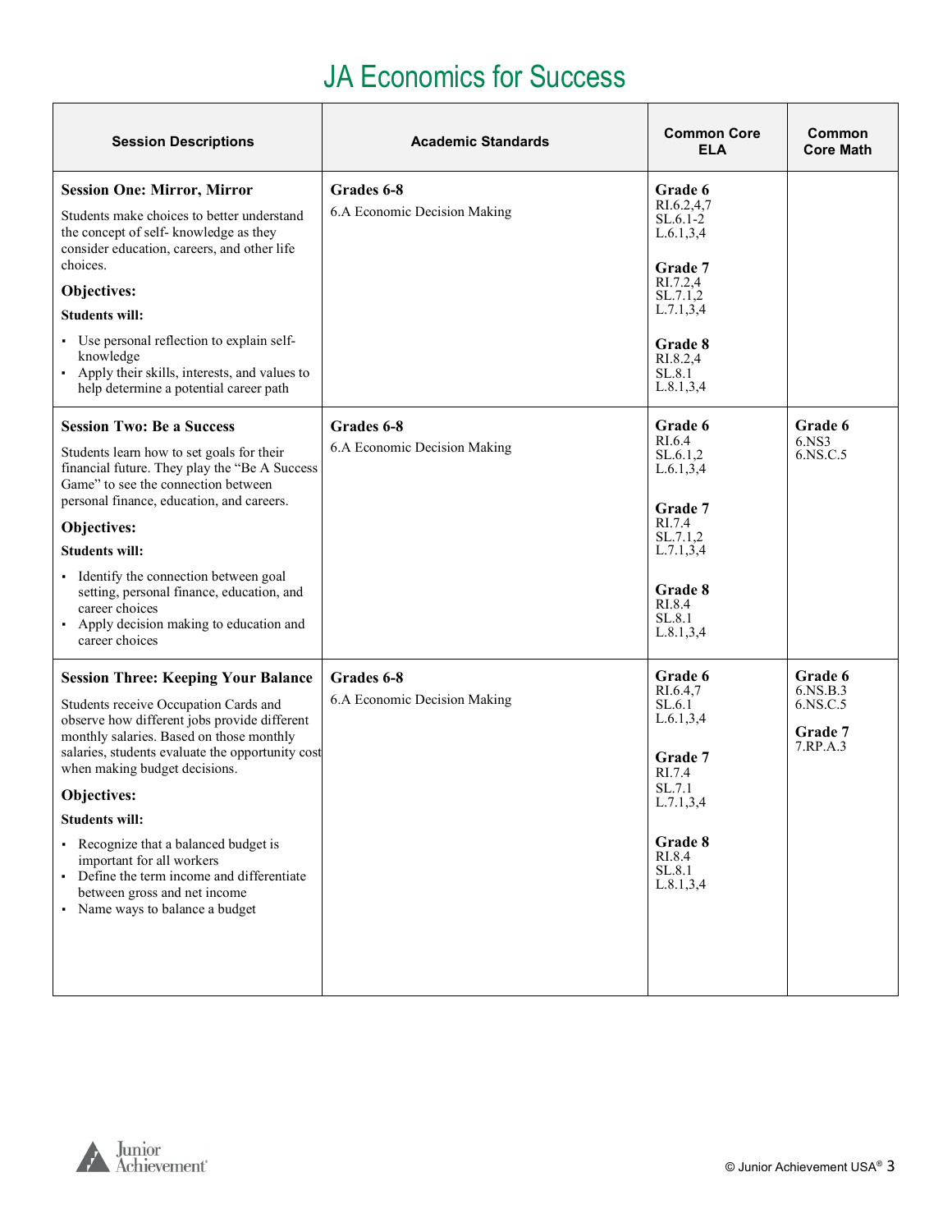# JA Economics for Success

| Session Descriptions | Academic Standards | Common Core ELA | Common Core Math |
| --- | --- | --- | --- |
| **Session One: Mirror, Mirror**<br>Students make choices to better understand the concept of self- knowledge as they consider education, careers, and other life choices.<br>**Objectives:**<br>**Students will:**<br>▪ Use personal reflection to explain self-knowledge<br>▪ Apply their skills, interests, and values to help determine a potential career path | **Grades 6-8**<br>6.A Economic Decision Making | **Grade 6**<br>RI.6.2,4,7<br>SL.6.1-2<br>L.6.1,3,4<br>**Grade 7**<br>RI.7.2,4<br>SL.7.1,2<br>L.7.1,3,4<br>**Grade 8**<br>RI.8.2,4<br>SL.8.1<br>L.8.1,3,4 | |
| **Session Two: Be a Success**<br>Students learn how to set goals for their financial future. They play the "Be A Success Game" to see the connection between personal finance, education, and careers.<br>**Objectives:**<br>**Students will:**<br>▪ Identify the connection between goal setting, personal finance, education, and career choices<br>▪ Apply decision making to education and career choices | **Grades 6-8**<br>6.A Economic Decision Making | **Grade 6**<br>RI.6.4<br>SL.6.1,2<br>L.6.1,3,4<br>**Grade 7**<br>RI.7.4<br>SL.7.1,2<br>L.7.1,3,4<br>**Grade 8**<br>RI.8.4<br>SL.8.1<br>L.8.1,3,4 | **Grade 6**<br>6.NS3<br>6.NS.C.5 |
| **Session Three: Keeping Your Balance**<br>Students receive Occupation Cards and observe how different jobs provide different monthly salaries. Based on those monthly salaries, students evaluate the opportunity cost when making budget decisions.<br>**Objectives:**<br>**Students will:**<br>▪ Recognize that a balanced budget is important for all workers<br>▪ Define the term income and differentiate between gross and net income<br>▪ Name ways to balance a budget | **Grades 6-8**<br>6.A Economic Decision Making | **Grade 6**<br>RI.6.4,7<br>SL.6.1<br>L.6.1,3,4<br>**Grade 7**<br>RI.7.4<br>SL.7.1<br>L.7.1,3,4<br>**Grade 8**<br>RI.8.4<br>SL.8.1<br>L.8.1,3,4 | **Grade 6**<br>6.NS.B.3<br>6.NS.C.5<br>**Grade 7**<br>7.RP.A.3 |

© Junior Achievement USA®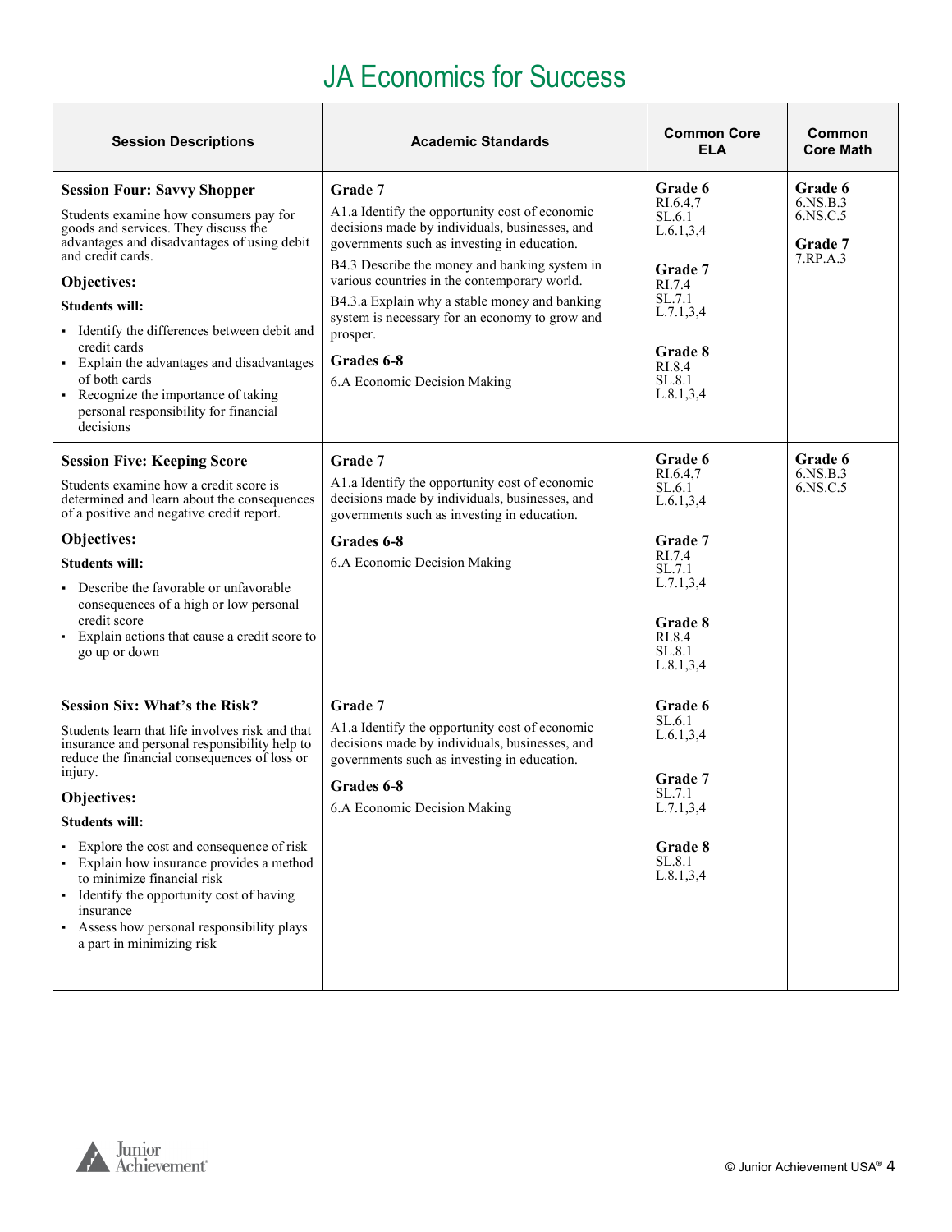# JA Economics for Success

| Session Descriptions | Academic Standards | Common Core ELA | Common Core Math |
|---|---|---|---|
| **Session Four: Savvy Shopper**<br>Students examine how consumers pay for goods and services. They discuss the advantages and disadvantages of using debit and credit cards.<br>**Objectives:**<br>**Students will:**<br>▪ Identify the differences between debit and credit cards<br>▪ Explain the advantages and disadvantages of both cards<br>▪ Recognize the importance of taking personal responsibility for financial decisions | **Grade 7**<br>A1.a Identify the opportunity cost of economic decisions made by individuals, businesses, and governments such as investing in education.<br>B4.3 Describe the money and banking system in various countries in the contemporary world.<br>B4.3.a Explain why a stable money and banking system is necessary for an economy to grow and prosper.<br>**Grades 6-8**<br>6.A Economic Decision Making | **Grade 6**<br>RI.6.4,7<br>SL.6.1<br>L.6.1,3,4<br>**Grade 7**<br>RI.7.4<br>SL.7.1<br>L.7.1,3,4<br>**Grade 8**<br>RI.8.4<br>SL.8.1<br>L.8.1,3,4 | **Grade 6**<br>6.NS.B.3<br>6.NS.C.5<br>**Grade 7**<br>7.RP.A.3 |
| **Session Five: Keeping Score**<br>Students examine how a credit score is determined and learn about the consequences of a positive and negative credit report.<br>**Objectives:**<br>**Students will:**<br>▪ Describe the favorable or unfavorable consequences of a high or low personal credit score<br>▪ Explain actions that cause a credit score to go up or down | **Grade 7**<br>A1.a Identify the opportunity cost of economic decisions made by individuals, businesses, and governments such as investing in education.<br>**Grades 6-8**<br>6.A Economic Decision Making | **Grade 6**<br>RI.6.4,7<br>SL.6.1<br>L.6.1,3,4<br>**Grade 7**<br>RI.7.4<br>SL.7.1<br>L.7.1,3,4<br>**Grade 8**<br>RI.8.4<br>SL.8.1<br>L.8.1,3,4 | **Grade 6**<br>6.NS.B.3<br>6.NS.C.5 |
| **Session Six: What's the Risk?**<br>Students learn that life involves risk and that insurance and personal responsibility help to reduce the financial consequences of loss or injury.<br>**Objectives:**<br>**Students will:**<br>▪ Explore the cost and consequence of risk<br>▪ Explain how insurance provides a method to minimize financial risk<br>▪ Identify the opportunity cost of having insurance<br>▪ Assess how personal responsibility plays a part in minimizing risk | **Grade 7**<br>A1.a Identify the opportunity cost of economic decisions made by individuals, businesses, and governments such as investing in education.<br>**Grades 6-8**<br>6.A Economic Decision Making | **Grade 6**<br>SL.6.1<br>L.6.1,3,4<br>**Grade 7**<br>SL.7.1<br>L.7.1,3,4<br>**Grade 8**<br>SL.8.1<br>L.8.1,3,4 | |

© Junior Achievement USA®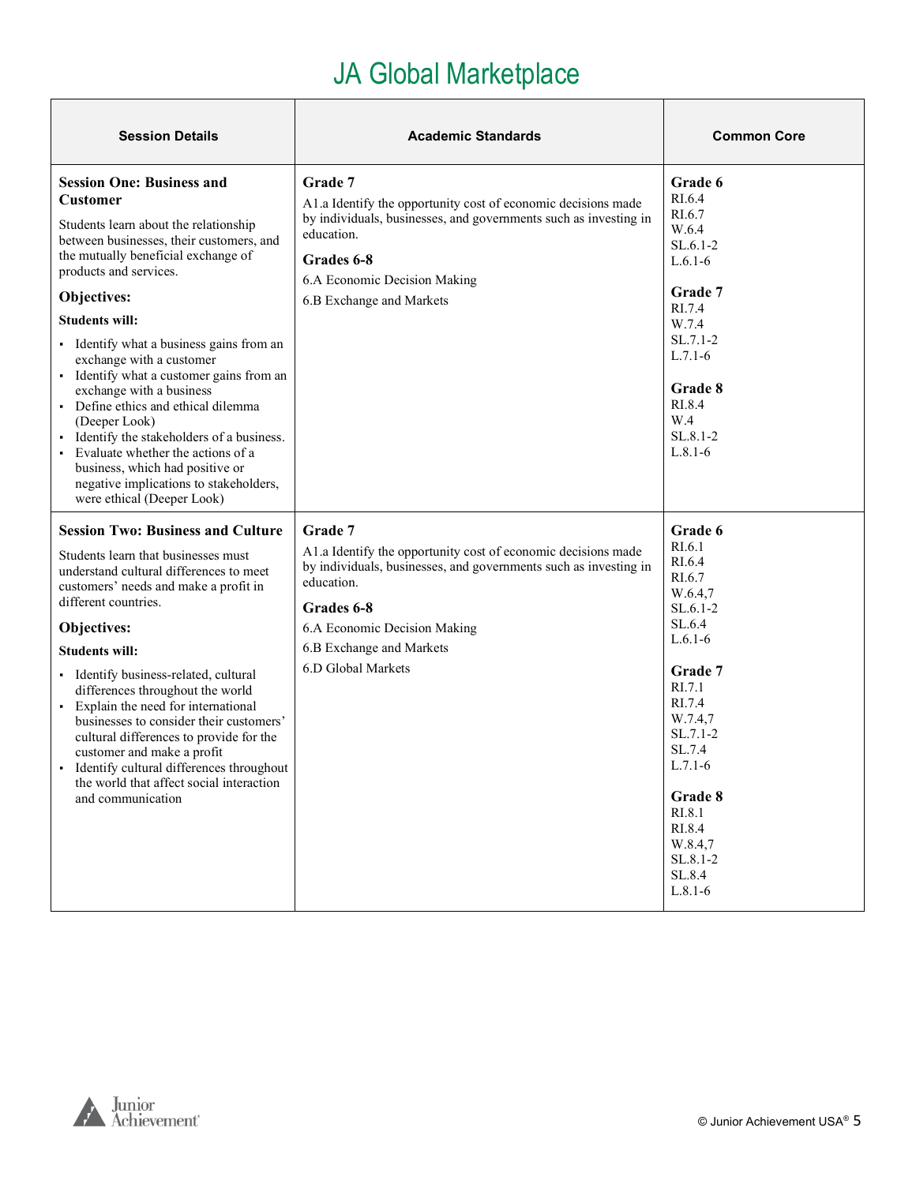# JA Global Marketplace

| Session Details | Academic Standards | Common Core |
|---|---|---|
| **Session One: Business and Customer**<br><br>Students learn about the relationship between businesses, their customers, and the mutually beneficial exchange of products and services.<br><br>**Objectives:**<br><br>**Students will:**<br><br>▪ Identify what a business gains from an exchange with a customer<br>▪ Identify what a customer gains from an exchange with a business<br>▪ Define ethics and ethical dilemma (Deeper Look)<br>▪ Identify the stakeholders of a business.<br>▪ Evaluate whether the actions of a business, which had positive or negative implications to stakeholders, were ethical (Deeper Look) | **Grade 7**<br>A1.a Identify the opportunity cost of economic decisions made by individuals, businesses, and governments such as investing in education.<br><br>**Grades 6-8**<br>6.A Economic Decision Making<br>6.B Exchange and Markets | **Grade 6**<br>RI.6.4<br>RI.6.7<br>W.6.4<br>SL.6.1-2<br>L.6.1-6<br><br>**Grade 7**<br>RI.7.4<br>W.7.4<br>SL.7.1-2<br>L.7.1-6<br><br>**Grade 8**<br>RI.8.4<br>W.4<br>SL.8.1-2<br>L.8.1-6 |
| **Session Two: Business and Culture**<br><br>Students learn that businesses must understand cultural differences to meet customers' needs and make a profit in different countries.<br><br>**Objectives:**<br><br>**Students will:**<br><br>▪ Identify business-related, cultural differences throughout the world<br>▪ Explain the need for international businesses to consider their customers' cultural differences to provide for the customer and make a profit<br>▪ Identify cultural differences throughout the world that affect social interaction and communication | **Grade 7**<br>A1.a Identify the opportunity cost of economic decisions made by individuals, businesses, and governments such as investing in education.<br><br>**Grades 6-8**<br>6.A Economic Decision Making<br>6.B Exchange and Markets<br>6.D Global Markets | **Grade 6**<br>RI.6.1<br>RI.6.4<br>RI.6.7<br>W.6.4,7<br>SL.6.1-2<br>SL.6.4<br>L.6.1-6<br><br>**Grade 7**<br>RI.7.1<br>RI.7.4<br>W.7.4,7<br>SL.7.1-2<br>SL.7.4<br>L.7.1-6<br><br>**Grade 8**<br>RI.8.1<br>RI.8.4<br>W.8.4,7<br>SL.8.1-2<br>SL.8.4<br>L.8.1-6 |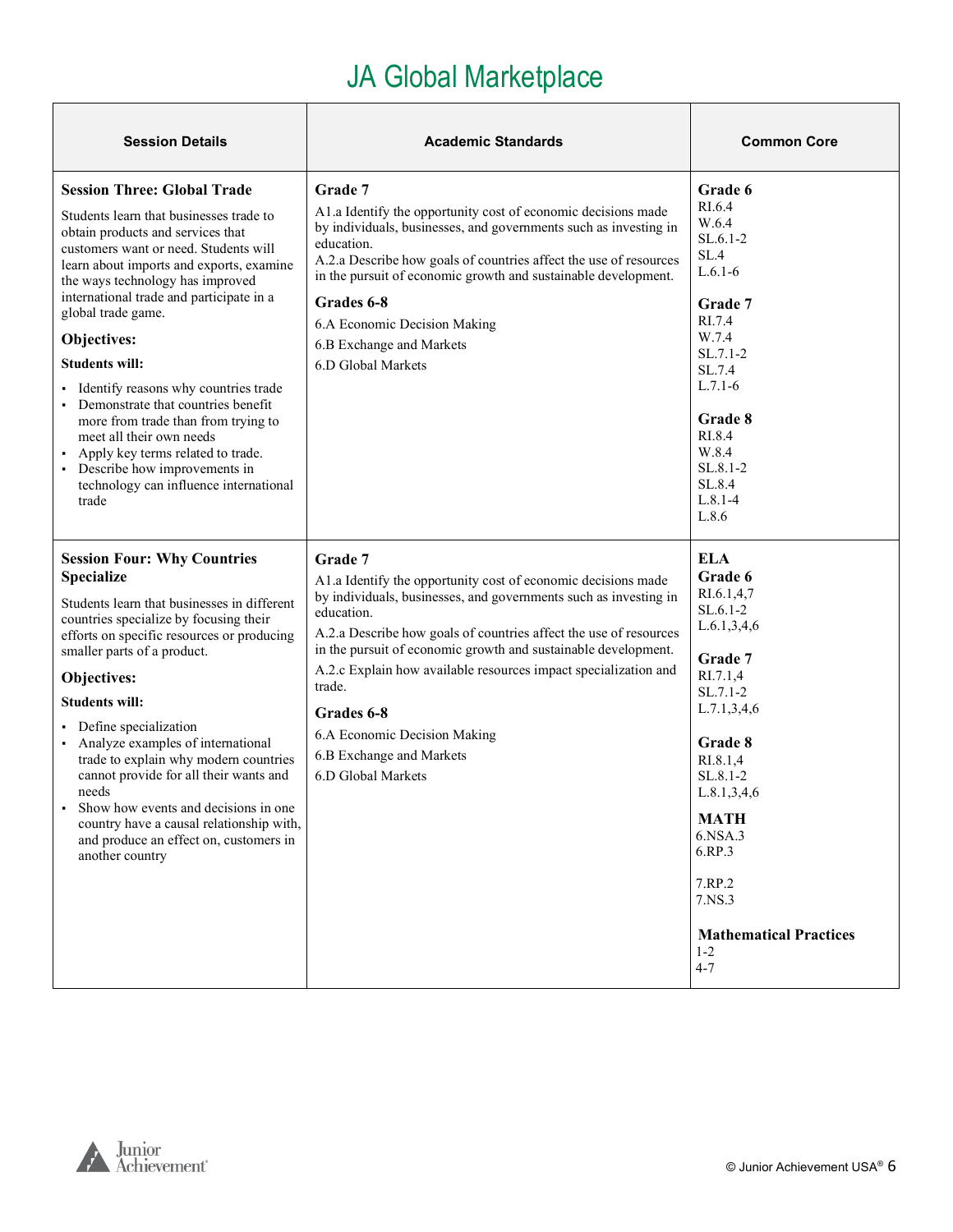# JA Global Marketplace

| Session Details | Academic Standards | Common Core |
|---|---|---|
| **Session Three: Global Trade**<br><br>Students learn that businesses trade to obtain products and services that customers want or need. Students will learn about imports and exports, examine the ways technology has improved international trade and participate in a global trade game.<br><br>**Objectives:**<br><br>**Students will:**<br><br>▪ Identify reasons why countries trade<br>▪ Demonstrate that countries benefit more from trade than from trying to meet all their own needs<br>▪ Apply key terms related to trade.<br>▪ Describe how improvements in technology can influence international trade | **Grade 7**<br>A1.a Identify the opportunity cost of economic decisions made by individuals, businesses, and governments such as investing in education.<br>A.2.a Describe how goals of countries affect the use of resources in the pursuit of economic growth and sustainable development.<br><br>**Grades 6-8**<br>6.A Economic Decision Making<br>6.B Exchange and Markets<br>6.D Global Markets | **Grade 6**<br>RI.6.4<br>W.6.4<br>SL.6.1-2<br>SL.4<br>L.6.1-6<br><br>**Grade 7**<br>RI.7.4<br>W.7.4<br>SL.7.1-2<br>SL.7.4<br>L.7.1-6<br><br>**Grade 8**<br>RI.8.4<br>W.8.4<br>SL.8.1-2<br>SL.8.4<br>L.8.1-4<br>L.8.6 |
| **Session Four: Why Countries Specialize**<br><br>Students learn that businesses in different countries specialize by focusing their efforts on specific resources or producing smaller parts of a product.<br><br>**Objectives:**<br><br>**Students will:**<br><br>▪ Define specialization<br>▪ Analyze examples of international trade to explain why modern countries cannot provide for all their wants and needs<br>▪ Show how events and decisions in one country have a causal relationship with, and produce an effect on, customers in another country | **Grade 7**<br>A1.a Identify the opportunity cost of economic decisions made by individuals, businesses, and governments such as investing in education.<br>A.2.a Describe how goals of countries affect the use of resources in the pursuit of economic growth and sustainable development.<br>A.2.c Explain how available resources impact specialization and trade.<br><br>**Grades 6-8**<br>6.A Economic Decision Making<br>6.B Exchange and Markets<br>6.D Global Markets | **ELA**<br>**Grade 6**<br>RI.6.1,4,7<br>SL.6.1-2<br>L.6.1,3,4,6<br><br>**Grade 7**<br>RI.7.1,4<br>SL.7.1-2<br>L.7.1,3,4,6<br><br>**Grade 8**<br>RI.8.1,4<br>SL.8.1-2<br>L.8.1,3,4,6<br><br>**MATH**<br>6.NSA.3<br>6.RP.3<br><br>7.RP.2<br>7.NS.3<br><br>**Mathematical Practices**<br>1-2<br>4-7 |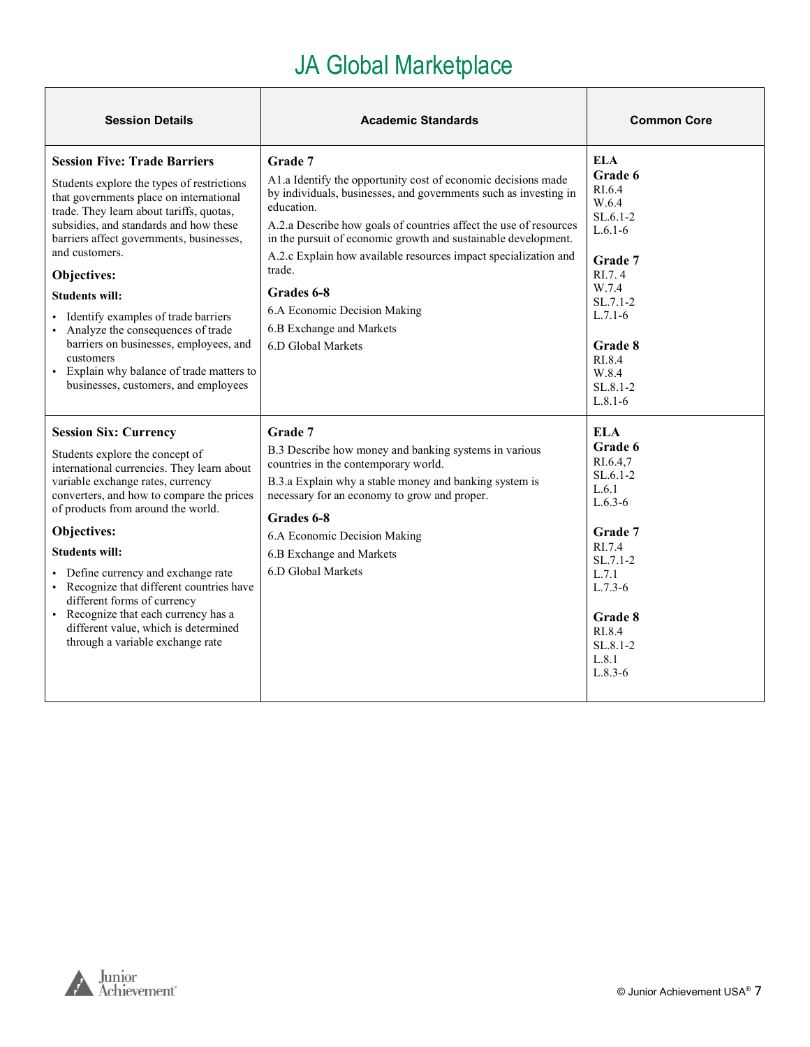# JA Global Marketplace

| Session Details | Academic Standards | Common Core |
| --- | --- | --- |
| **Session Five: Trade Barriers**<br><br>Students explore the types of restrictions that governments place on international trade. They learn about tariffs, quotas, subsidies, and standards and how these barriers affect governments, businesses, and customers.<br><br>**Objectives:**<br><br>**Students will:**<br><br>▪ Identify examples of trade barriers<br>▪ Analyze the consequences of trade barriers on businesses, employees, and customers<br>▪ Explain why balance of trade matters to businesses, customers, and employees | **Grade 7**<br><br>A1.a Identify the opportunity cost of economic decisions made by individuals, businesses, and governments such as investing in education.<br><br>A.2.a Describe how goals of countries affect the use of resources in the pursuit of economic growth and sustainable development.<br><br>A.2.c Explain how available resources impact specialization and trade.<br><br>**Grades 6-8**<br><br>6.A Economic Decision Making<br><br>6.B Exchange and Markets<br><br>6.D Global Markets | **ELA**<br>**Grade 6**<br>RI.6.4<br>W.6.4<br>SL.6.1-2<br>L.6.1-6<br><br>**Grade 7**<br>RI.7. 4<br>W.7.4<br>SL.7.1-2<br>L.7.1-6<br><br>**Grade 8**<br>RI.8.4<br>W.8.4<br>SL.8.1-2<br>L.8.1-6 |
| **Session Six: Currency**<br><br>Students explore the concept of international currencies. They learn about variable exchange rates, currency converters, and how to compare the prices of products from around the world.<br><br>**Objectives:**<br><br>**Students will:**<br><br>▪ Define currency and exchange rate<br>▪ Recognize that different countries have different forms of currency<br>▪ Recognize that each currency has a different value, which is determined through a variable exchange rate | **Grade 7**<br><br>B.3 Describe how money and banking systems in various countries in the contemporary world.<br><br>B.3.a Explain why a stable money and banking system is necessary for an economy to grow and proper.<br><br>**Grades 6-8**<br><br>6.A Economic Decision Making<br><br>6.B Exchange and Markets<br><br>6.D Global Markets | **ELA**<br>**Grade 6**<br>RI.6.4,7<br>SL.6.1-2<br>L.6.1<br>L.6.3-6<br><br>**Grade 7**<br>RI.7.4<br>SL.7.1-2<br>L.7.1<br>L.7.3-6<br><br>**Grade 8**<br>RI.8.4<br>SL.8.1-2<br>L.8.1<br>L.8.3-6 |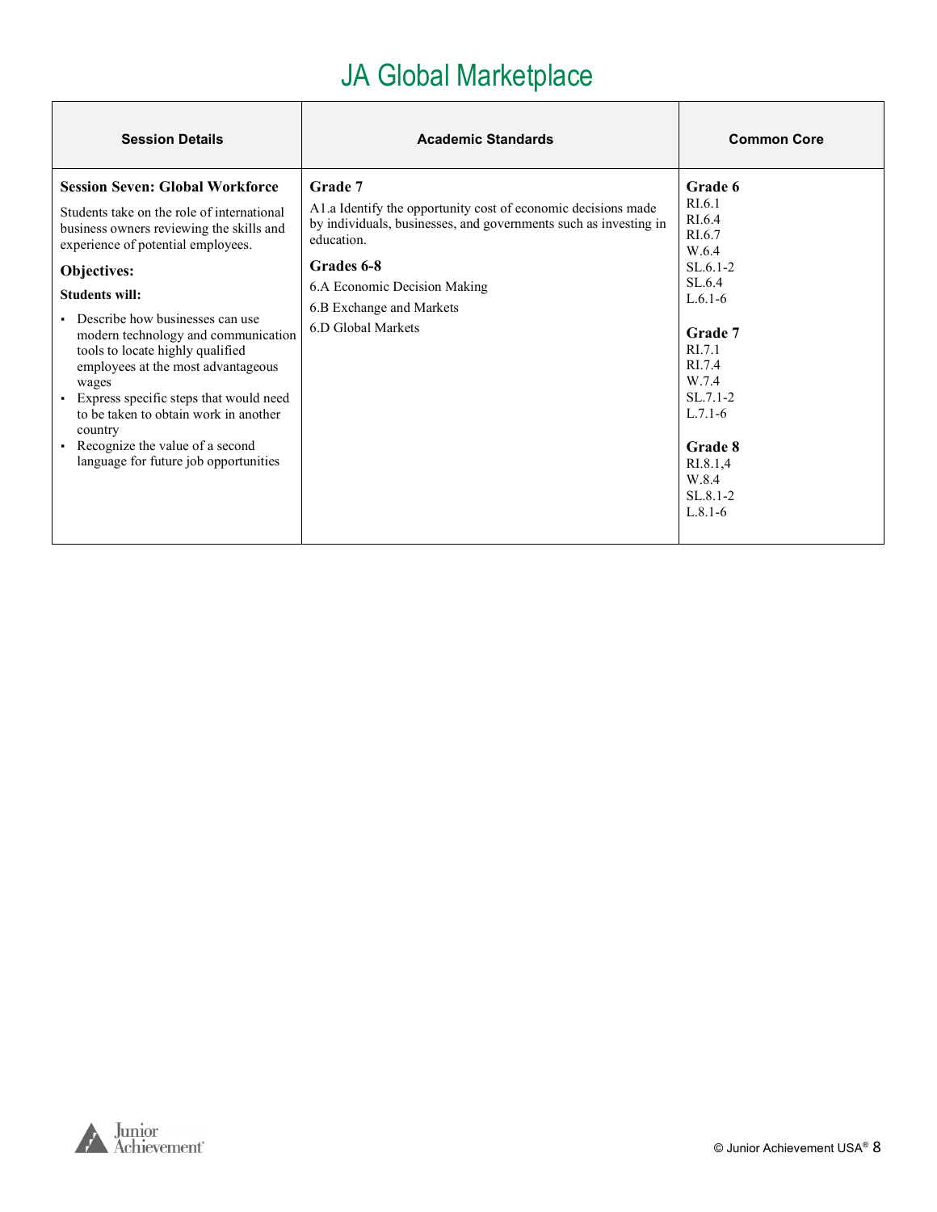# JA Global Marketplace

| Session Details | Academic Standards | Common Core |
|---|---|---|
| **Session Seven: Global Workforce**<br><br>Students take on the role of international business owners reviewing the skills and experience of potential employees.<br><br>**Objectives:**<br><br>**Students will:**<br><br>▪ Describe how businesses can use modern technology and communication tools to locate highly qualified employees at the most advantageous wages<br>▪ Express specific steps that would need to be taken to obtain work in another country<br>▪ Recognize the value of a second language for future job opportunities | **Grade 7**<br><br>A1.a Identify the opportunity cost of economic decisions made by individuals, businesses, and governments such as investing in education.<br><br>**Grades 6-8**<br><br>6.A Economic Decision Making<br><br>6.B Exchange and Markets<br><br>6.D Global Markets | **Grade 6**<br>RI.6.1<br>RI.6.4<br>RI.6.7<br>W.6.4<br>SL.6.1-2<br>SL.6.4<br>L.6.1-6<br><br>**Grade 7**<br>RI.7.1<br>RI.7.4<br>W.7.4<br>SL.7.1-2<br>L.7.1-6<br><br>**Grade 8**<br>RI.8.1,4<br>W.8.4<br>SL.8.1-2<br>L.8.1-6 |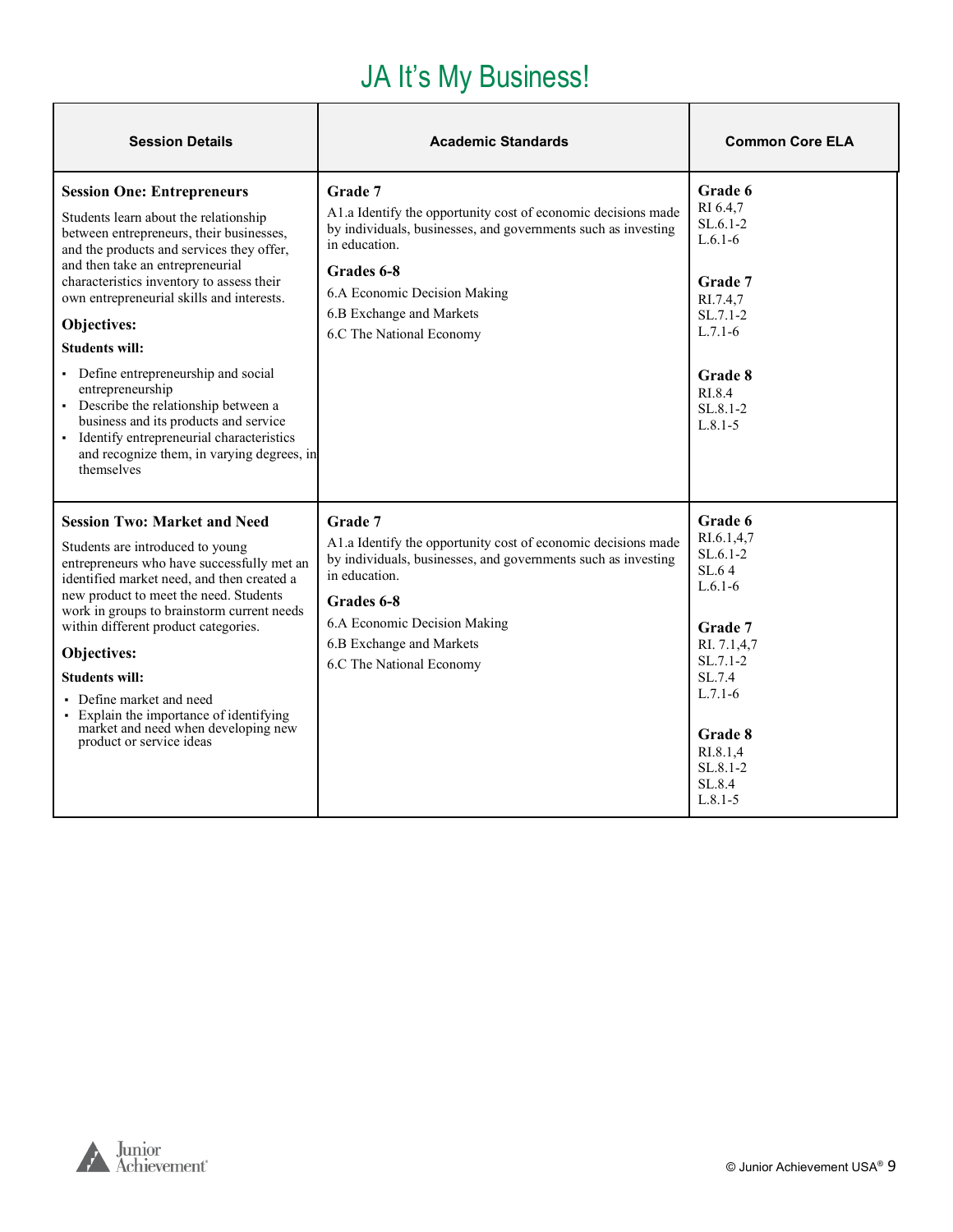# JA It's My Business!

| Session Details | Academic Standards | Common Core ELA |
|---|---|---|
| **Session One: Entrepreneurs**<br><br>Students learn about the relationship between entrepreneurs, their businesses, and the products and services they offer, and then take an entrepreneurial characteristics inventory to assess their own entrepreneurial skills and interests.<br><br>**Objectives:**<br><br>**Students will:**<br><br>▪ Define entrepreneurship and social entrepreneurship<br>▪ Describe the relationship between a business and its products and service<br>▪ Identify entrepreneurial characteristics and recognize them, in varying degrees, in themselves | **Grade 7**<br>A1.a Identify the opportunity cost of economic decisions made by individuals, businesses, and governments such as investing in education.<br><br>**Grades 6-8**<br>6.A Economic Decision Making<br>6.B Exchange and Markets<br>6.C The National Economy | **Grade 6**<br>RI 6.4,7<br>SL.6.1-2<br>L.6.1-6<br><br>**Grade 7**<br>RI.7.4,7<br>SL.7.1-2<br>L.7.1-6<br><br>**Grade 8**<br>RI.8.4<br>SL.8.1-2<br>L.8.1-5 |
| **Session Two: Market and Need**<br><br>Students are introduced to young entrepreneurs who have successfully met an identified market need, and then created a new product to meet the need. Students work in groups to brainstorm current needs within different product categories.<br><br>**Objectives:**<br><br>**Students will:**<br><br>▪ Define market and need<br>▪ Explain the importance of identifying market and need when developing new product or service ideas | **Grade 7**<br>A1.a Identify the opportunity cost of economic decisions made by individuals, businesses, and governments such as investing in education.<br><br>**Grades 6-8**<br>6.A Economic Decision Making<br>6.B Exchange and Markets<br>6.C The National Economy | **Grade 6**<br>RI.6.1,4,7<br>SL.6.1-2<br>SL.6 4<br>L.6.1-6<br><br>**Grade 7**<br>RI. 7.1,4,7<br>SL.7.1-2<br>SL.7.4<br>L.7.1-6<br><br>**Grade 8**<br>RI.8.1,4<br>SL.8.1-2<br>SL.8.4<br>L.8.1-5 |

© Junior Achievement USA®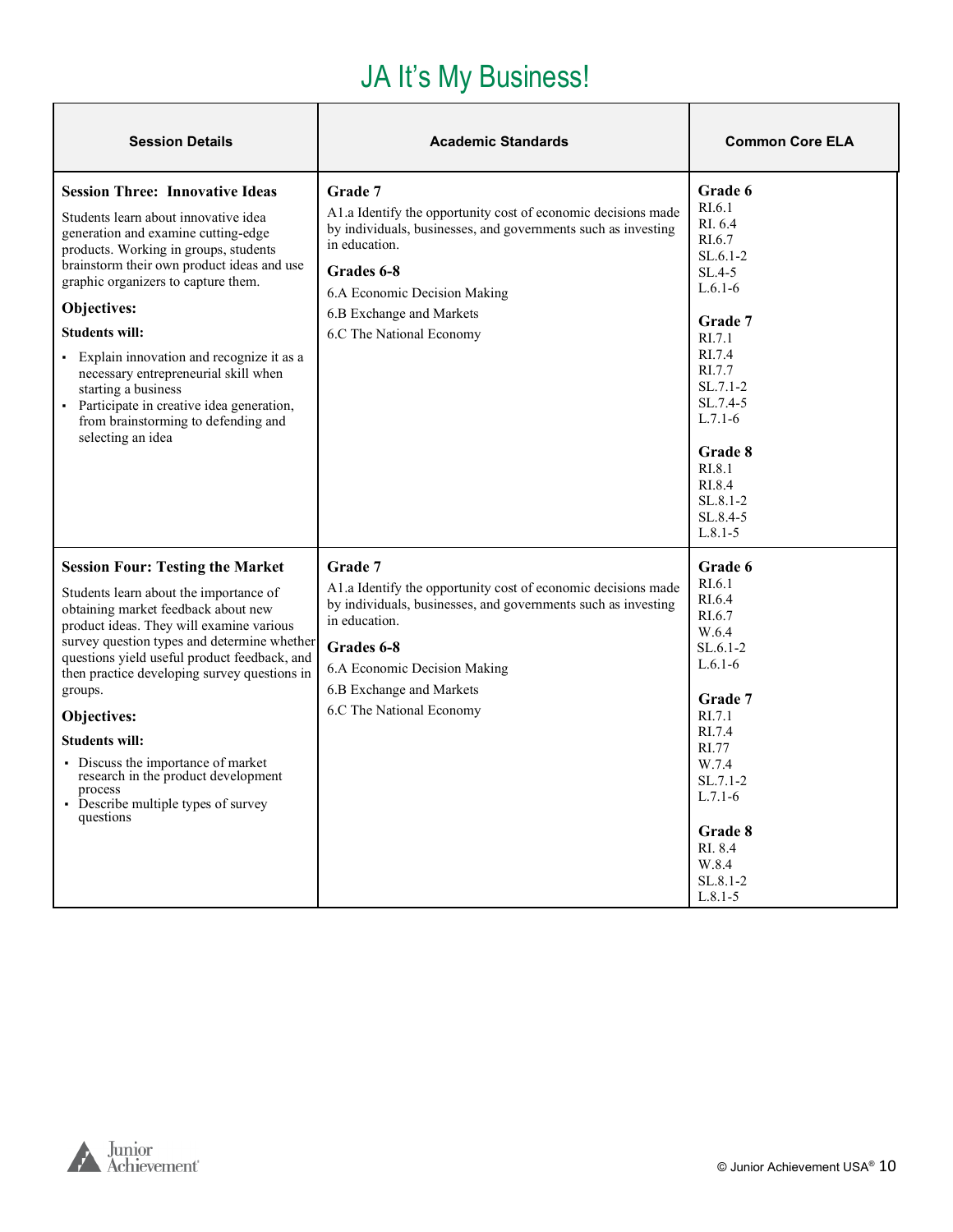# JA It's My Business!

| Session Details | Academic Standards | Common Core ELA |
|---|---|---|
| **Session Three: Innovative Ideas**<br><br>Students learn about innovative idea generation and examine cutting-edge products. Working in groups, students brainstorm their own product ideas and use graphic organizers to capture them.<br><br>**Objectives:**<br><br>**Students will:**<br>▪ Explain innovation and recognize it as a necessary entrepreneurial skill when starting a business<br>▪ Participate in creative idea generation, from brainstorming to defending and selecting an idea | **Grade 7**<br>A1.a Identify the opportunity cost of economic decisions made by individuals, businesses, and governments such as investing in education.<br><br>**Grades 6-8**<br>6.A Economic Decision Making<br>6.B Exchange and Markets<br>6.C The National Economy | **Grade 6**<br>RI.6.1<br>RI. 6.4<br>RI.6.7<br>SL.6.1-2<br>SL.4-5<br>L.6.1-6<br><br>**Grade 7**<br>RI.7.1<br>RI.7.4<br>RI.7.7<br>SL.7.1-2<br>SL.7.4-5<br>L.7.1-6<br><br>**Grade 8**<br>RI.8.1<br>RI.8.4<br>SL.8.1-2<br>SL.8.4-5<br>L.8.1-5 |
| **Session Four: Testing the Market**<br><br>Students learn about the importance of obtaining market feedback about new product ideas. They will examine various survey question types and determine whether questions yield useful product feedback, and then practice developing survey questions in groups.<br><br>**Objectives:**<br><br>**Students will:**<br>▪ Discuss the importance of market research in the product development process<br>▪ Describe multiple types of survey questions | **Grade 7**<br>A1.a Identify the opportunity cost of economic decisions made by individuals, businesses, and governments such as investing in education.<br><br>**Grades 6-8**<br>6.A Economic Decision Making<br>6.B Exchange and Markets<br>6.C The National Economy | **Grade 6**<br>RI.6.1<br>RI.6.4<br>RI.6.7<br>W.6.4<br>SL.6.1-2<br>L.6.1-6<br><br>**Grade 7**<br>RI.7.1<br>RI.7.4<br>RI.77<br>W.7.4<br>SL.7.1-2<br>L.7.1-6<br><br>**Grade 8**<br>RI. 8.4<br>W.8.4<br>SL.8.1-2<br>L.8.1-5 |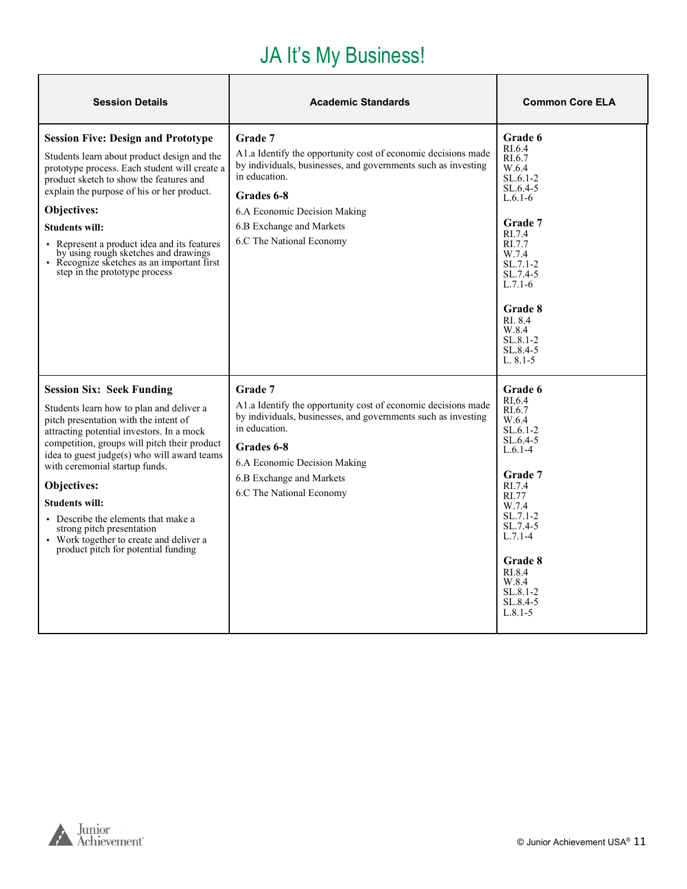# JA It's My Business!

| Session Details | Academic Standards | Common Core ELA |
|---|---|---|
| **Session Five: Design and Prototype**<br><br>Students learn about product design and the prototype process. Each student will create a product sketch to show the features and explain the purpose of his or her product.<br><br>**Objectives:**<br><br>**Students will:**<br>▪ Represent a product idea and its features by using rough sketches and drawings<br>▪ Recognize sketches as an important first step in the prototype process | **Grade 7**<br>A1.a Identify the opportunity cost of economic decisions made by individuals, businesses, and governments such as investing in education.<br><br>**Grades 6-8**<br>6.A Economic Decision Making<br>6.B Exchange and Markets<br>6.C The National Economy | **Grade 6**<br>RI.6.4<br>RI.6.7<br>W.6.4<br>SL.6.1-2<br>SL.6.4-5<br>L.6.1-6<br><br>**Grade 7**<br>RI.7.4<br>RI.7.7<br>W.7.4<br>SL.7.1-2<br>SL.7.4-5<br>L.7.1-6<br><br>**Grade 8**<br>RI. 8.4<br>W.8.4<br>SL.8.1-2<br>SL.8.4-5<br>L. 8.1-5 |
| **Session Six: Seek Funding**<br><br>Students learn how to plan and deliver a pitch presentation with the intent of attracting potential investors. In a mock competition, groups will pitch their product idea to guest judge(s) who will award teams with ceremonial startup funds.<br><br>**Objectives:**<br><br>**Students will:**<br>▪ Describe the elements that make a strong pitch presentation<br>▪ Work together to create and deliver a product pitch for potential funding | **Grade 7**<br>A1.a Identify the opportunity cost of economic decisions made by individuals, businesses, and governments such as investing in education.<br><br>**Grades 6-8**<br>6.A Economic Decision Making<br>6.B Exchange and Markets<br>6.C The National Economy | **Grade 6**<br>RI,6.4<br>RI.6.7<br>W.6.4<br>SL.6.1-2<br>SL.6.4-5<br>L.6.1-4<br><br>**Grade 7**<br>RI.7.4<br>RI.77<br>W.7.4<br>SL.7.1-2<br>SL.7.4-5<br>L.7.1-4<br><br>**Grade 8**<br>RI.8.4<br>W.8.4<br>SL.8.1-2<br>SL.8.4-5<br>L.8.1-5 |

© Junior Achievement USA®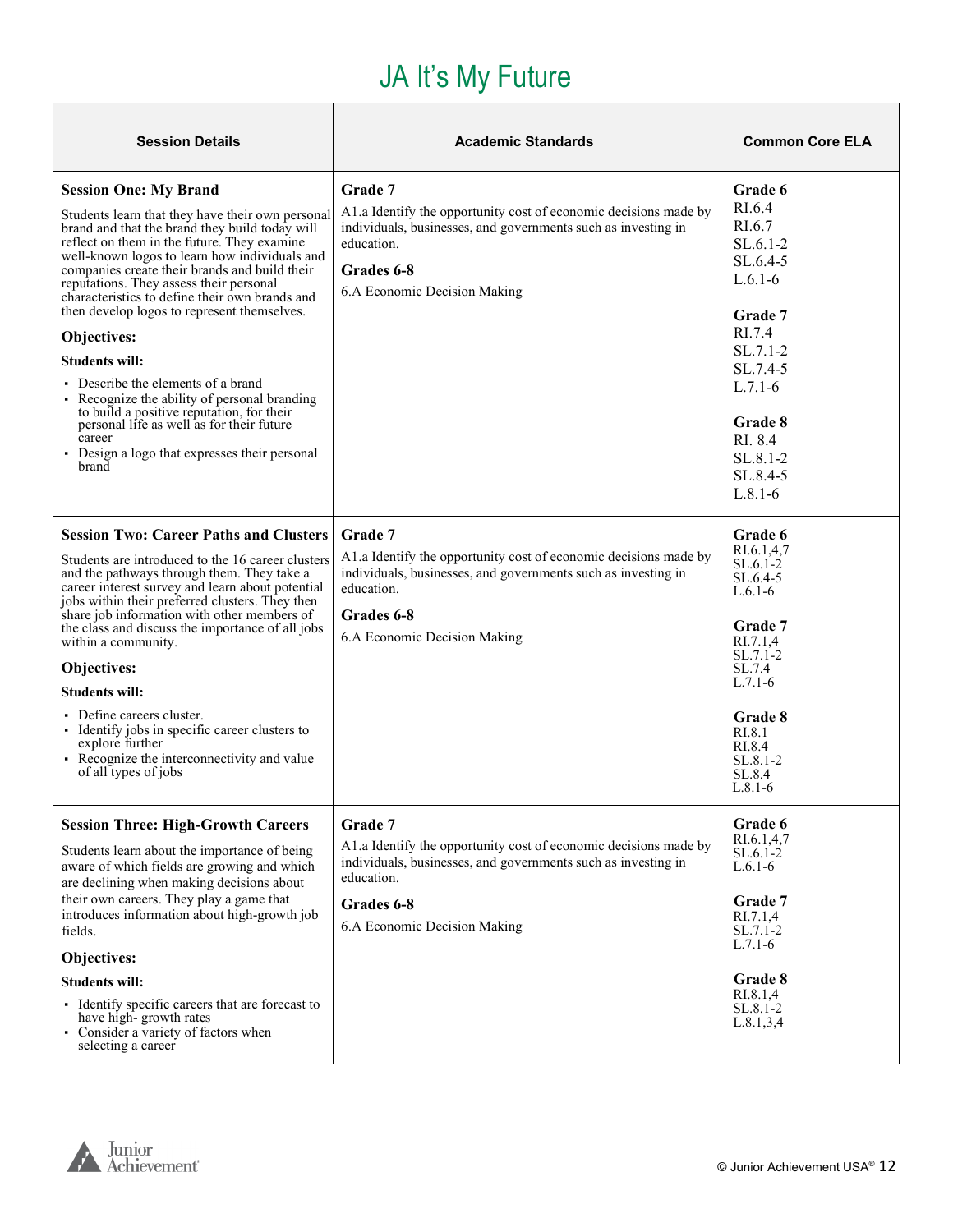# JA It's My Future

| Session Details | Academic Standards | Common Core ELA |
|---|---|---|
| **Session One: My Brand**<br><br>Students learn that they have their own personal brand and that the brand they build today will reflect on them in the future. They examine well-known logos to learn how individuals and companies create their brands and build their reputations. They assess their personal characteristics to define their own brands and then develop logos to represent themselves.<br><br>**Objectives:**<br><br>**Students will:**<br><br>▪ Describe the elements of a brand<br>▪ Recognize the ability of personal branding to build a positive reputation, for their personal life as well as for their future career<br>▪ Design a logo that expresses their personal brand | **Grade 7**<br>A1.a Identify the opportunity cost of economic decisions made by individuals, businesses, and governments such as investing in education.<br><br>**Grades 6-8**<br>6.A Economic Decision Making | **Grade 6**<br>RI.6.4<br>RI.6.7<br>SL.6.1-2<br>SL.6.4-5<br>L.6.1-6<br><br>**Grade 7**<br>RI.7.4<br>SL.7.1-2<br>SL.7.4-5<br>L.7.1-6<br><br>**Grade 8**<br>RI. 8.4<br>SL.8.1-2<br>SL.8.4-5<br>L.8.1-6 |
| **Session Two: Career Paths and Clusters**<br><br>Students are introduced to the 16 career clusters and the pathways through them. They take a career interest survey and learn about potential jobs within their preferred clusters. They then share job information with other members of the class and discuss the importance of all jobs within a community.<br><br>**Objectives:**<br><br>**Students will:**<br><br>▪ Define careers cluster.<br>▪ Identify jobs in specific career clusters to explore further<br>▪ Recognize the interconnectivity and value of all types of jobs | **Grade 7**<br>A1.a Identify the opportunity cost of economic decisions made by individuals, businesses, and governments such as investing in education.<br><br>**Grades 6-8**<br>6.A Economic Decision Making | **Grade 6**<br>RI.6.1,4,7<br>SL.6.1-2<br>SL.6.4-5<br>L.6.1-6<br><br>**Grade 7**<br>RI.7.1,4<br>SL.7.1-2<br>SL.7.4<br>L.7.1-6<br><br>**Grade 8**<br>RI.8.1<br>RI.8.4<br>SL.8.1-2<br>SL.8.4<br>L.8.1-6 |
| **Session Three: High-Growth Careers**<br><br>Students learn about the importance of being aware of which fields are growing and which are declining when making decisions about their own careers. They play a game that introduces information about high-growth job fields.<br><br>**Objectives:**<br><br>**Students will:**<br><br>▪ Identify specific careers that are forecast to have high- growth rates<br>▪ Consider a variety of factors when selecting a career | **Grade 7**<br>A1.a Identify the opportunity cost of economic decisions made by individuals, businesses, and governments such as investing in education.<br><br>**Grades 6-8**<br>6.A Economic Decision Making | **Grade 6**<br>RI.6.1,4,7<br>SL.6.1-2<br>L.6.1-6<br><br>**Grade 7**<br>RI.7.1,4<br>SL.7.1-2<br>L.7.1-6<br><br>**Grade 8**<br>RI.8.1,4<br>SL.8.1-2<br>L.8.1,3,4 |

© Junior Achievement USA®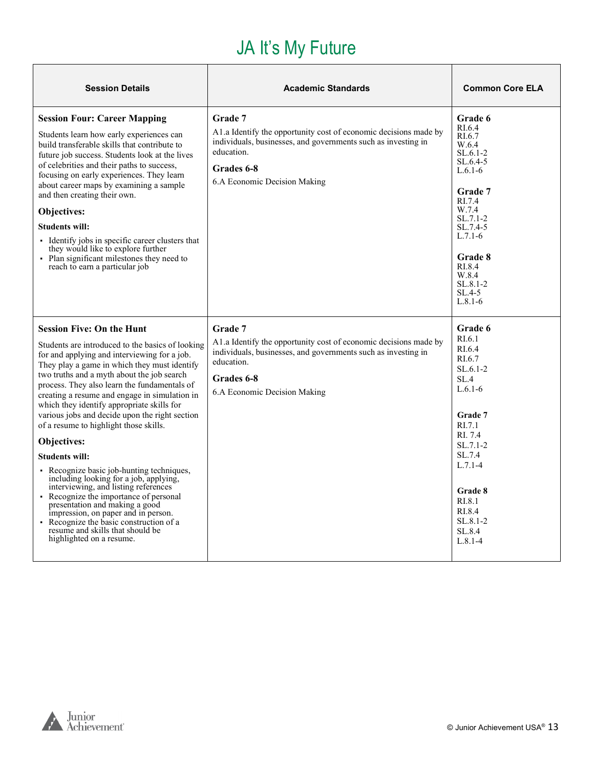# JA It's My Future

| Session Details | Academic Standards | Common Core ELA |
| --- | --- | --- |
| **Session Four: Career Mapping**<br><br>Students learn how early experiences can build transferable skills that contribute to future job success. Students look at the lives of celebrities and their paths to success, focusing on early experiences. They learn about career maps by examining a sample and then creating their own.<br><br>**Objectives:**<br><br>**Students will:**<br><br>▪ Identify jobs in specific career clusters that they would like to explore further<br>▪ Plan significant milestones they need to reach to earn a particular job | **Grade 7**<br>A1.a Identify the opportunity cost of economic decisions made by individuals, businesses, and governments such as investing in education.<br><br>**Grades 6-8**<br>6.A Economic Decision Making | **Grade 6**<br>RI.6.4<br>RI.6.7<br>W.6.4<br>SL.6.1-2<br>SL.6.4-5<br>L.6.1-6<br><br>**Grade 7**<br>RI.7.4<br>W.7.4<br>SL.7.1-2<br>SL.7.4-5<br>L.7.1-6<br><br>**Grade 8**<br>RI.8.4<br>W.8.4<br>SL.8.1-2<br>SL.4-5<br>L.8.1-6 |
| **Session Five: On the Hunt**<br><br>Students are introduced to the basics of looking for and applying and interviewing for a job. They play a game in which they must identify two truths and a myth about the job search process. They also learn the fundamentals of creating a resume and engage in simulation in which they identify appropriate skills for various jobs and decide upon the right section of a resume to highlight those skills.<br><br>**Objectives:**<br><br>**Students will:**<br><br>▪ Recognize basic job-hunting techniques, including looking for a job, applying, interviewing, and listing references<br>▪ Recognize the importance of personal presentation and making a good impression, on paper and in person.<br>▪ Recognize the basic construction of a resume and skills that should be highlighted on a resume. | **Grade 7**<br>A1.a Identify the opportunity cost of economic decisions made by individuals, businesses, and governments such as investing in education.<br><br>**Grades 6-8**<br>6.A Economic Decision Making | **Grade 6**<br>RI.6.1<br>RI.6.4<br>RI.6.7<br>SL.6.1-2<br>SL.4<br>L.6.1-6<br><br>**Grade 7**<br>RI.7.1<br>RI. 7.4<br>SL.7.1-2<br>SL.7.4<br>L.7.1-4<br><br>**Grade 8**<br>RI.8.1<br>RI.8.4<br>SL.8.1-2<br>SL.8.4<br>L.8.1-4 |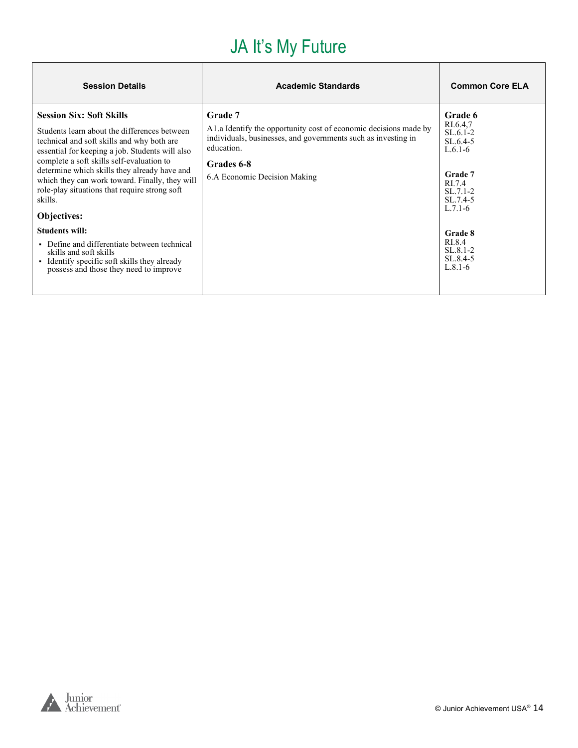# JA It's My Future

| Session Details | Academic Standards | Common Core ELA |
|---|---|---|
| **Session Six: Soft Skills**<br><br>Students learn about the differences between technical and soft skills and why both are essential for keeping a job. Students will also complete a soft skills self-evaluation to determine which skills they already have and which they can work toward. Finally, they will role-play situations that require strong soft skills.<br><br>**Objectives:**<br><br>**Students will:**<br>▪ Define and differentiate between technical skills and soft skills<br>▪ Identify specific soft skills they already possess and those they need to improve | **Grade 7**<br>A1.a Identify the opportunity cost of economic decisions made by individuals, businesses, and governments such as investing in education.<br><br>**Grades 6-8**<br>6.A Economic Decision Making | **Grade 6**<br>RI.6.4,7<br>SL.6.1-2<br>SL.6.4-5<br>L.6.1-6<br><br>**Grade 7**<br>RI.7.4<br>SL.7.1-2<br>SL.7.4-5<br>L.7.1-6<br><br>**Grade 8**<br>RI.8.4<br>SL.8.1-2<br>SL.8.4-5<br>L.8.1-6 |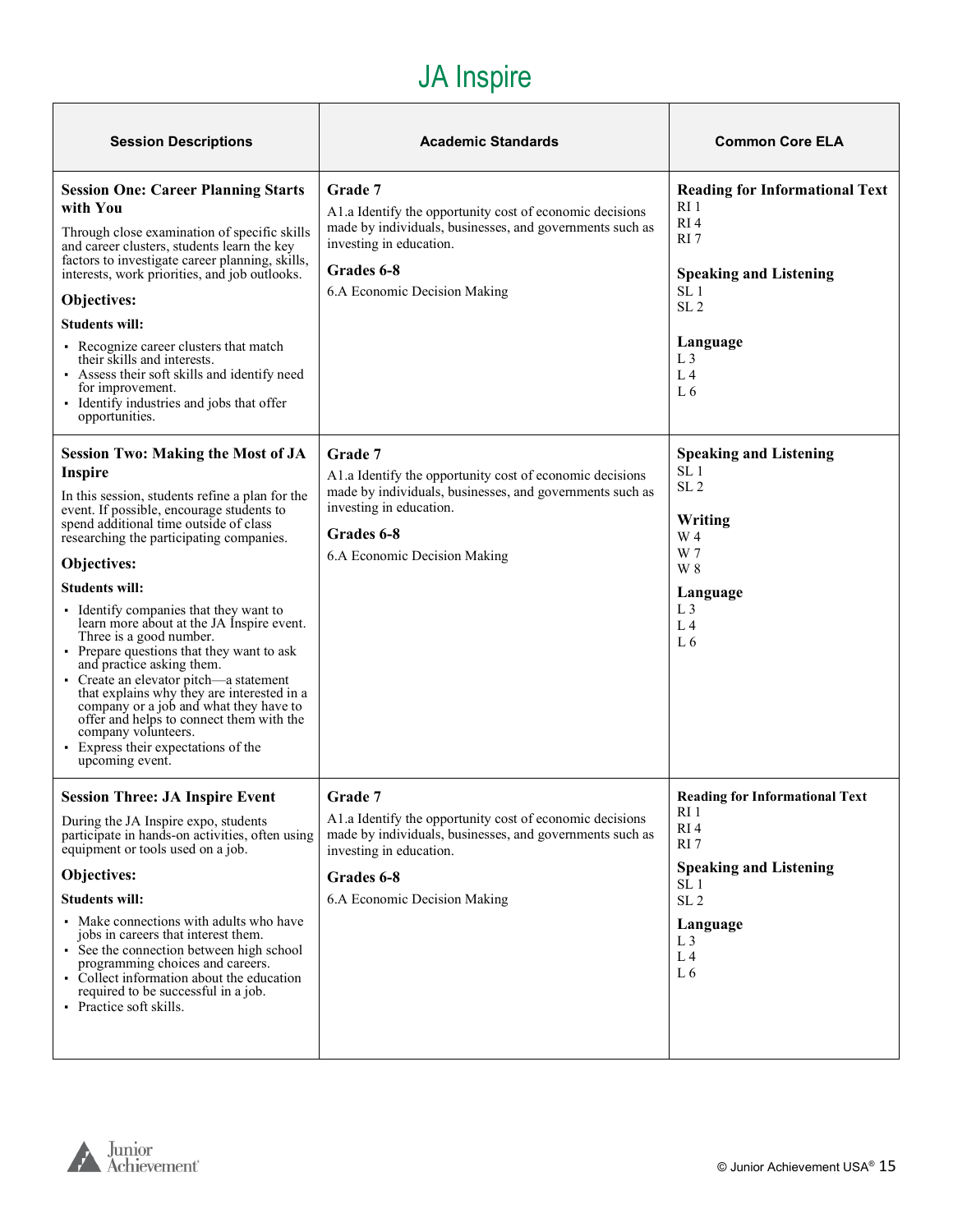# JA Inspire

| Session Descriptions | Academic Standards | Common Core ELA |
|---|---|---|
| **Session One: Career Planning Starts with You**<br><br>Through close examination of specific skills and career clusters, students learn the key factors to investigate career planning, skills, interests, work priorities, and job outlooks.<br><br>**Objectives:**<br><br>**Students will:**<br><br>▪ Recognize career clusters that match their skills and interests.<br>▪ Assess their soft skills and identify need for improvement.<br>▪ Identify industries and jobs that offer opportunities. | **Grade 7**<br>A1.a Identify the opportunity cost of economic decisions made by individuals, businesses, and governments such as investing in education.<br><br>**Grades 6-8**<br>6.A Economic Decision Making | **Reading for Informational Text**<br>RI 1<br>RI 4<br>RI 7<br><br>**Speaking and Listening**<br>SL 1<br>SL 2<br><br>**Language**<br>L 3<br>L 4<br>L 6 |
| **Session Two: Making the Most of JA Inspire**<br><br>In this session, students refine a plan for the event. If possible, encourage students to spend additional time outside of class researching the participating companies.<br><br>**Objectives:**<br><br>**Students will:**<br><br>▪ Identify companies that they want to learn more about at the JA Inspire event. Three is a good number.<br>▪ Prepare questions that they want to ask and practice asking them.<br>▪ Create an elevator pitch—a statement that explains why they are interested in a company or a job and what they have to offer and helps to connect them with the company volunteers.<br>▪ Express their expectations of the upcoming event. | **Grade 7**<br>A1.a Identify the opportunity cost of economic decisions made by individuals, businesses, and governments such as investing in education.<br><br>**Grades 6-8**<br>6.A Economic Decision Making | **Speaking and Listening**<br>SL 1<br>SL 2<br><br>**Writing**<br>W 4<br>W 7<br>W 8<br><br>**Language**<br>L 3<br>L 4<br>L 6 |
| **Session Three: JA Inspire Event**<br><br>During the JA Inspire expo, students participate in hands-on activities, often using equipment or tools used on a job.<br><br>**Objectives:**<br><br>**Students will:**<br><br>▪ Make connections with adults who have jobs in careers that interest them.<br>▪ See the connection between high school programming choices and careers.<br>▪ Collect information about the education required to be successful in a job.<br>▪ Practice soft skills. | **Grade 7**<br>A1.a Identify the opportunity cost of economic decisions made by individuals, businesses, and governments such as investing in education.<br><br>**Grades 6-8**<br>6.A Economic Decision Making | **Reading for Informational Text**<br>RI 1<br>RI 4<br>RI 7<br><br>**Speaking and Listening**<br>SL 1<br>SL 2<br><br>**Language**<br>L 3<br>L 4<br>L 6 |

© Junior Achievement USA®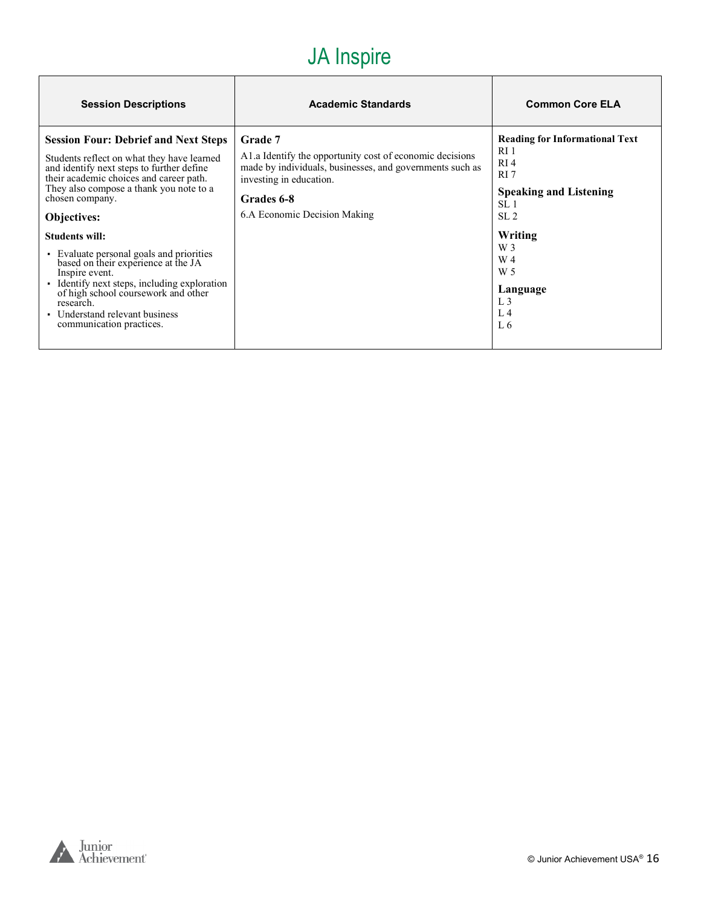# JA Inspire

| Session Descriptions | Academic Standards | Common Core ELA |
|---|---|---|
| **Session Four: Debrief and Next Steps**<br><br>Students reflect on what they have learned and identify next steps to further define their academic choices and career path. They also compose a thank you note to a chosen company.<br><br>**Objectives:**<br><br>**Students will:**<br><br>▪ Evaluate personal goals and priorities based on their experience at the JA Inspire event.<br>▪ Identify next steps, including exploration of high school coursework and other research.<br>▪ Understand relevant business communication practices. | **Grade 7**<br><br>A1.a Identify the opportunity cost of economic decisions made by individuals, businesses, and governments such as investing in education.<br><br>**Grades 6-8**<br><br>6.A Economic Decision Making | **Reading for Informational Text**<br>RI 1<br>RI 4<br>RI 7<br><br>**Speaking and Listening**<br>SL 1<br>SL 2<br><br>**Writing**<br>W 3<br>W 4<br>W 5<br><br>**Language**<br>L 3<br>L 4<br>L 6 |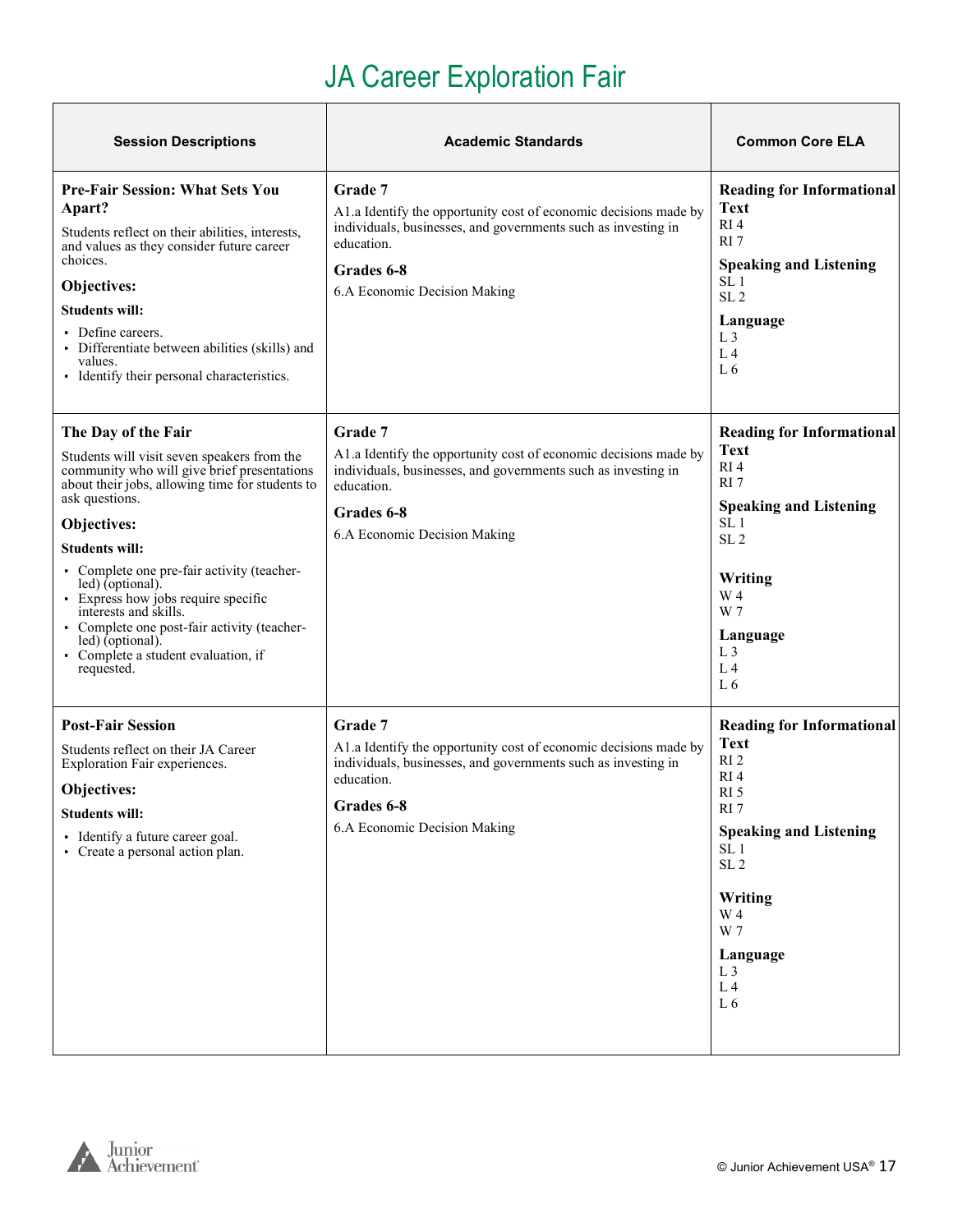# JA Career Exploration Fair

| Session Descriptions | Academic Standards | Common Core ELA |
|---|---|---|
| **Pre-Fair Session: What Sets You Apart?**<br>Students reflect on their abilities, interests, and values as they consider future career choices.<br>**Objectives:**<br>**Students will:**<br>▪ Define careers.<br>▪ Differentiate between abilities (skills) and values.<br>▪ Identify their personal characteristics. | **Grade 7**<br>A1.a Identify the opportunity cost of economic decisions made by individuals, businesses, and governments such as investing in education.<br>**Grades 6-8**<br>6.A Economic Decision Making | **Reading for Informational Text**<br>RI 4<br>RI 7<br>**Speaking and Listening**<br>SL 1<br>SL 2<br>**Language**<br>L 3<br>L 4<br>L 6 |
| **The Day of the Fair**<br>Students will visit seven speakers from the community who will give brief presentations about their jobs, allowing time for students to ask questions.<br>**Objectives:**<br>**Students will:**<br>▪ Complete one pre-fair activity (teacher-led) (optional).<br>▪ Express how jobs require specific interests and skills.<br>▪ Complete one post-fair activity (teacher-led) (optional).<br>▪ Complete a student evaluation, if requested. | **Grade 7**<br>A1.a Identify the opportunity cost of economic decisions made by individuals, businesses, and governments such as investing in education.<br>**Grades 6-8**<br>6.A Economic Decision Making | **Reading for Informational Text**<br>RI 4<br>RI 7<br>**Speaking and Listening**<br>SL 1<br>SL 2<br>**Writing**<br>W 4<br>W 7<br>**Language**<br>L 3<br>L 4<br>L 6 |
| **Post-Fair Session**<br>Students reflect on their JA Career Exploration Fair experiences.<br>**Objectives:**<br>**Students will:**<br>▪ Identify a future career goal.<br>▪ Create a personal action plan. | **Grade 7**<br>A1.a Identify the opportunity cost of economic decisions made by individuals, businesses, and governments such as investing in education.<br>**Grades 6-8**<br>6.A Economic Decision Making | **Reading for Informational Text**<br>RI 2<br>RI 4<br>RI 5<br>RI 7<br>**Speaking and Listening**<br>SL 1<br>SL 2<br>**Writing**<br>W 4<br>W 7<br>**Language**<br>L 3<br>L 4<br>L 6 |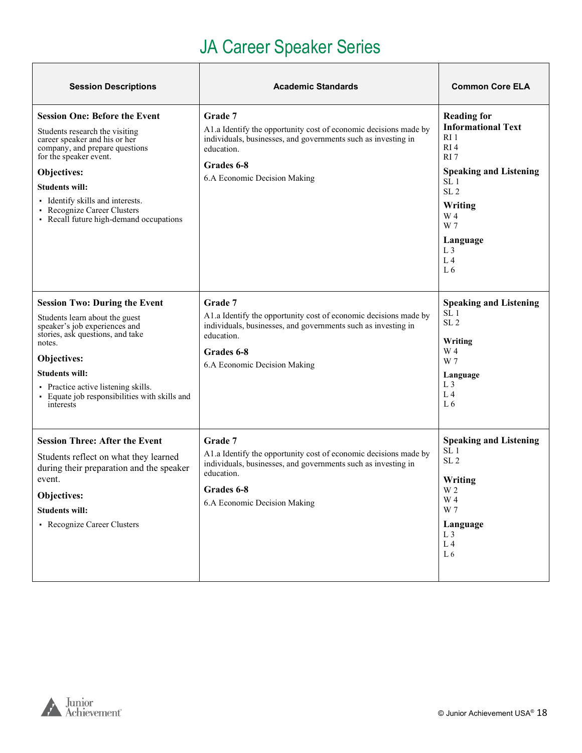# JA Career Speaker Series

| Session Descriptions | Academic Standards | Common Core ELA |
|---|---|---|
| **Session One: Before the Event**<br>Students research the visiting career speaker and his or her company, and prepare questions for the speaker event.<br>**Objectives:**<br>**Students will:**<br>▪ Identify skills and interests.<br>▪ Recognize Career Clusters<br>▪ Recall future high-demand occupations | **Grade 7**<br>A1.a Identify the opportunity cost of economic decisions made by individuals, businesses, and governments such as investing in education.<br>**Grades 6-8**<br>6.A Economic Decision Making | **Reading for Informational Text**<br>RI 1<br>RI 4<br>RI 7<br>**Speaking and Listening**<br>SL 1<br>SL 2<br>**Writing**<br>W 4<br>W 7<br>**Language**<br>L 3<br>L 4<br>L 6 |
| **Session Two: During the Event**<br>Students learn about the guest speaker's job experiences and stories, ask questions, and take notes.<br>**Objectives:**<br>**Students will:**<br>▪ Practice active listening skills.<br>▪ Equate job responsibilities with skills and interests | **Grade 7**<br>A1.a Identify the opportunity cost of economic decisions made by individuals, businesses, and governments such as investing in education.<br>**Grades 6-8**<br>6.A Economic Decision Making | **Speaking and Listening**<br>SL 1<br>SL 2<br>**Writing**<br>W 4<br>W 7<br>**Language**<br>L 3<br>L 4<br>L 6 |
| **Session Three: After the Event**<br>Students reflect on what they learned during their preparation and the speaker event.<br>**Objectives:**<br>**Students will:**<br>▪ Recognize Career Clusters | **Grade 7**<br>A1.a Identify the opportunity cost of economic decisions made by individuals, businesses, and governments such as investing in education.<br>**Grades 6-8**<br>6.A Economic Decision Making | **Speaking and Listening**<br>SL 1<br>SL 2<br>**Writing**<br>W 2<br>W 4<br>W 7<br>**Language**<br>L 3<br>L 4<br>L 6 |

© Junior Achievement USA®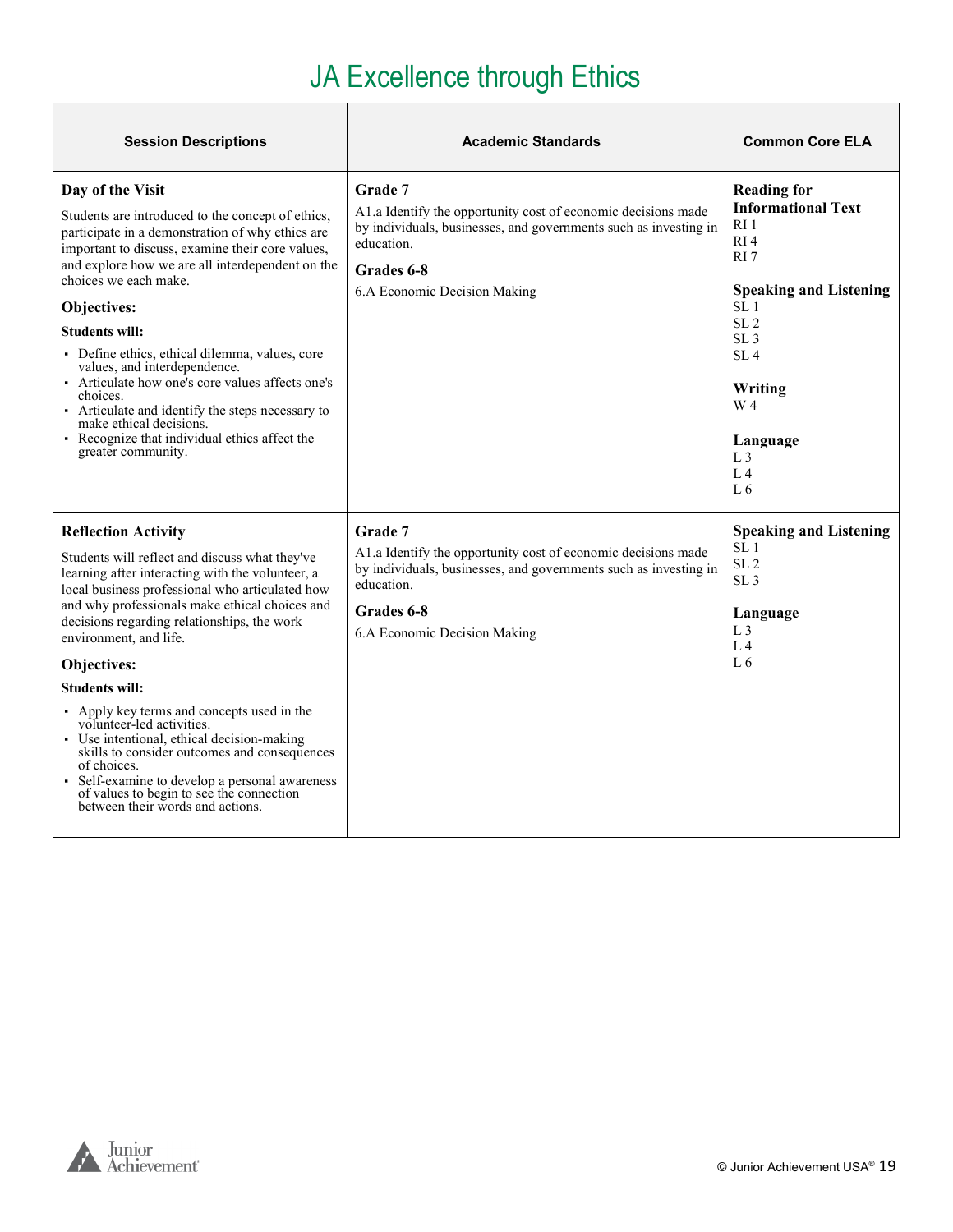# JA Excellence through Ethics

| Session Descriptions | Academic Standards | Common Core ELA |
|---|---|---|
| **Day of the Visit**<br><br>Students are introduced to the concept of ethics, participate in a demonstration of why ethics are important to discuss, examine their core values, and explore how we are all interdependent on the choices we each make.<br><br>**Objectives:**<br><br>**Students will:**<br><br>▪ Define ethics, ethical dilemma, values, core values, and interdependence.<br>▪ Articulate how one's core values affects one's choices.<br>▪ Articulate and identify the steps necessary to make ethical decisions.<br>▪ Recognize that individual ethics affect the greater community. | **Grade 7**<br>A1.a Identify the opportunity cost of economic decisions made by individuals, businesses, and governments such as investing in education.<br><br>**Grades 6-8**<br>6.A Economic Decision Making | **Reading for Informational Text**<br>RI 1<br>RI 4<br>RI 7<br><br>**Speaking and Listening**<br>SL 1<br>SL 2<br>SL 3<br>SL 4<br><br>**Writing**<br>W 4<br><br>**Language**<br>L 3<br>L 4<br>L 6 |
| **Reflection Activity**<br><br>Students will reflect and discuss what they've learning after interacting with the volunteer, a local business professional who articulated how and why professionals make ethical choices and decisions regarding relationships, the work environment, and life.<br><br>**Objectives:**<br><br>**Students will:**<br><br>▪ Apply key terms and concepts used in the volunteer-led activities.<br>▪ Use intentional, ethical decision-making skills to consider outcomes and consequences of choices.<br>▪ Self-examine to develop a personal awareness of values to begin to see the connection between their words and actions. | **Grade 7**<br>A1.a Identify the opportunity cost of economic decisions made by individuals, businesses, and governments such as investing in education.<br><br>**Grades 6-8**<br>6.A Economic Decision Making | **Speaking and Listening**<br>SL 1<br>SL 2<br>SL 3<br><br>**Language**<br>L 3<br>L 4<br>L 6 |

© Junior Achievement USA®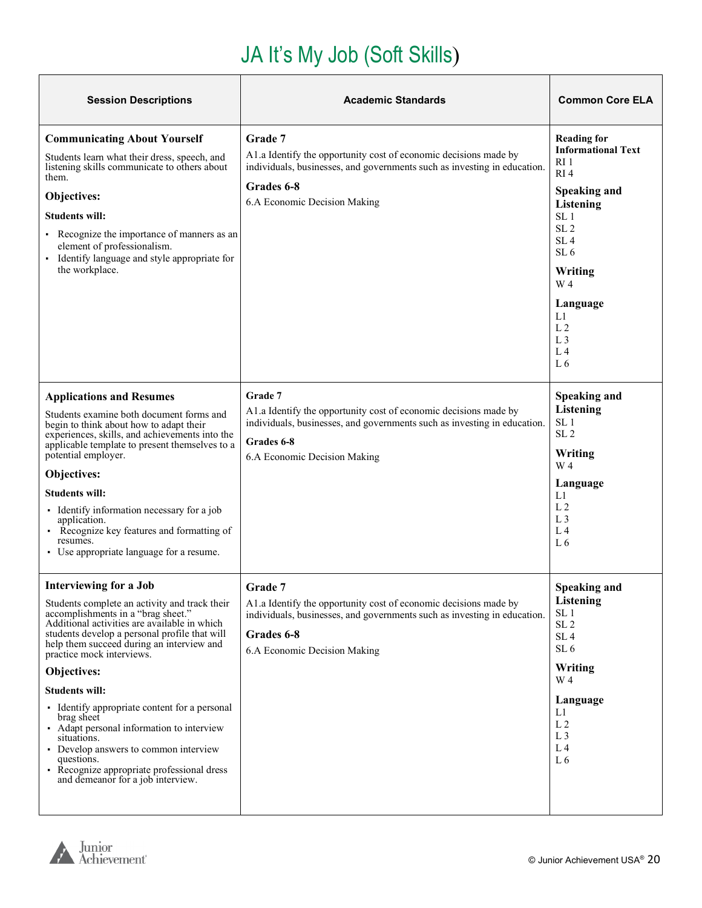# JA It's My Job (Soft Skills)

| Session Descriptions | Academic Standards | Common Core ELA |
|---|---|---|
| **Communicating About Yourself**<br><br>Students learn what their dress, speech, and listening skills communicate to others about them.<br><br>**Objectives:**<br><br>**Students will:**<br><br>▪ Recognize the importance of manners as an element of professionalism.<br>▪ Identify language and style appropriate for the workplace. | **Grade 7**<br>A1.a Identify the opportunity cost of economic decisions made by individuals, businesses, and governments such as investing in education.<br><br>**Grades 6-8**<br>6.A Economic Decision Making | **Reading for Informational Text**<br>RI 1<br>RI 4<br><br>**Speaking and Listening**<br>SL 1<br>SL 2<br>SL 4<br>SL 6<br><br>**Writing**<br>W 4<br><br>**Language**<br>L1<br>L 2<br>L 3<br>L 4<br>L 6 |
| **Applications and Resumes**<br><br>Students examine both document forms and begin to think about how to adapt their experiences, skills, and achievements into the applicable template to present themselves to a potential employer.<br><br>**Objectives:**<br><br>**Students will:**<br><br>▪ Identify information necessary for a job application.<br>▪ Recognize key features and formatting of resumes.<br>▪ Use appropriate language for a resume. | **Grade 7**<br>A1.a Identify the opportunity cost of economic decisions made by individuals, businesses, and governments such as investing in education.<br><br>**Grades 6-8**<br>6.A Economic Decision Making | **Speaking and Listening**<br>SL 1<br>SL 2<br><br>**Writing**<br>W 4<br><br>**Language**<br>L1<br>L 2<br>L 3<br>L 4<br>L 6 |
| **Interviewing for a Job**<br><br>Students complete an activity and track their accomplishments in a "brag sheet." Additional activities are available in which students develop a personal profile that will help them succeed during an interview and practice mock interviews.<br><br>**Objectives:**<br><br>**Students will:**<br><br>▪ Identify appropriate content for a personal brag sheet<br>▪ Adapt personal information to interview situations.<br>▪ Develop answers to common interview questions.<br>▪ Recognize appropriate professional dress and demeanor for a job interview. | **Grade 7**<br>A1.a Identify the opportunity cost of economic decisions made by individuals, businesses, and governments such as investing in education.<br><br>**Grades 6-8**<br>6.A Economic Decision Making | **Speaking and Listening**<br>SL 1<br>SL 2<br>SL 4<br>SL 6<br><br>**Writing**<br>W 4<br><br>**Language**<br>L1<br>L 2<br>L 3<br>L 4<br>L 6 |

© Junior Achievement USA®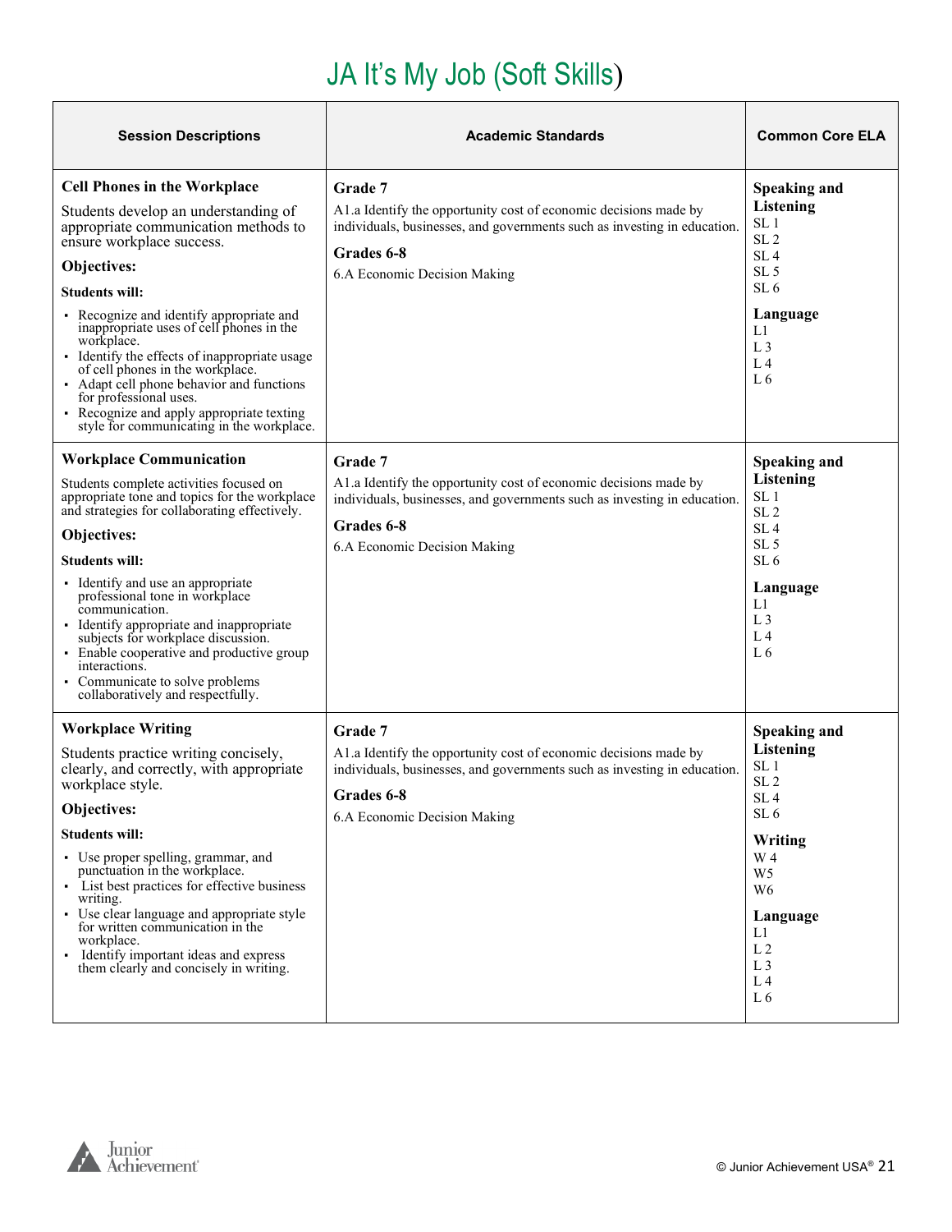# JA It's My Job (Soft Skills)

| Session Descriptions | Academic Standards | Common Core ELA |
|---|---|---|
| **Cell Phones in the Workplace**<br>Students develop an understanding of appropriate communication methods to ensure workplace success.<br>**Objectives:**<br>**Students will:**<br>• Recognize and identify appropriate and inappropriate uses of cell phones in the workplace.<br>• Identify the effects of inappropriate usage of cell phones in the workplace.<br>• Adapt cell phone behavior and functions for professional uses.<br>• Recognize and apply appropriate texting style for communicating in the workplace. | **Grade 7**<br>A1.a Identify the opportunity cost of economic decisions made by individuals, businesses, and governments such as investing in education.<br>**Grades 6-8**<br>6.A Economic Decision Making | **Speaking and Listening**<br>SL 1<br>SL 2<br>SL 4<br>SL 5<br>SL 6<br>**Language**<br>L1<br>L 3<br>L 4<br>L 6 |
| **Workplace Communication**<br>Students complete activities focused on appropriate tone and topics for the workplace and strategies for collaborating effectively.<br>**Objectives:**<br>**Students will:**<br>• Identify and use an appropriate professional tone in workplace communication.<br>• Identify appropriate and inappropriate subjects for workplace discussion.<br>• Enable cooperative and productive group interactions.<br>• Communicate to solve problems collaboratively and respectfully. | **Grade 7**<br>A1.a Identify the opportunity cost of economic decisions made by individuals, businesses, and governments such as investing in education.<br>**Grades 6-8**<br>6.A Economic Decision Making | **Speaking and Listening**<br>SL 1<br>SL 2<br>SL 4<br>SL 5<br>SL 6<br>**Language**<br>L1<br>L 3<br>L 4<br>L 6 |
| **Workplace Writing**<br>Students practice writing concisely, clearly, and correctly, with appropriate workplace style.<br>**Objectives:**<br>**Students will:**<br>• Use proper spelling, grammar, and punctuation in the workplace.<br>• List best practices for effective business writing.<br>• Use clear language and appropriate style for written communication in the workplace.<br>• Identify important ideas and express them clearly and concisely in writing. | **Grade 7**<br>A1.a Identify the opportunity cost of economic decisions made by individuals, businesses, and governments such as investing in education.<br>**Grades 6-8**<br>6.A Economic Decision Making | **Speaking and Listening**<br>SL 1<br>SL 2<br>SL 4<br>SL 6<br>**Writing**<br>W 4<br>W5<br>W6<br>**Language**<br>L1<br>L 2<br>L 3<br>L 4<br>L 6 |

© Junior Achievement USA®